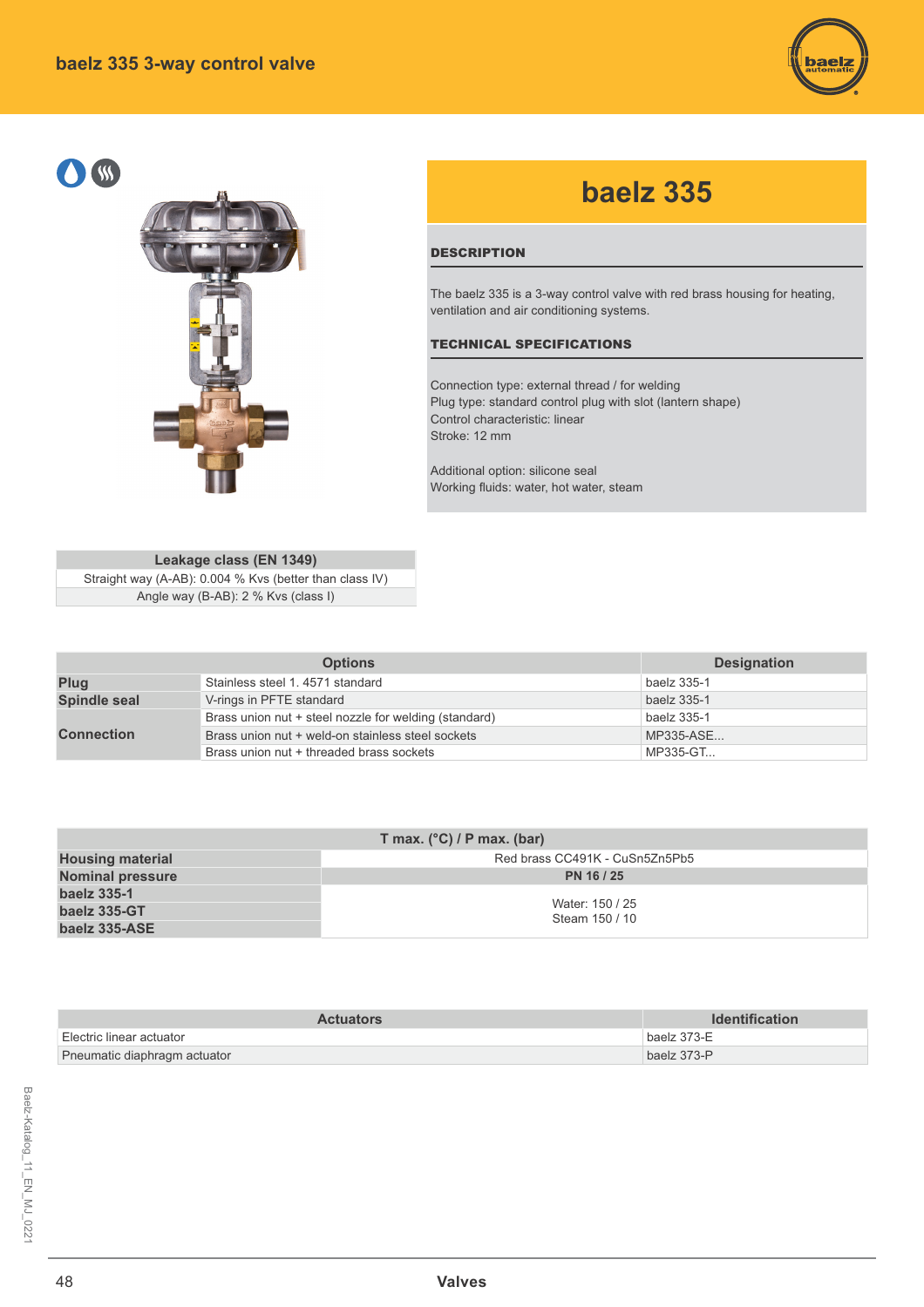# baelz 335 3-way control valve

## baelz 335

### DESCRIPTION

The baelz 335 is a 3-way control valve with red brass housing for heating, ventilation and air conditioning systems.

### TECHNICAL SPECIFICATIONS

Connection type: external thread / for welding
Plug type: standard control plug with slot (lantern shape)
Control characteristic: linear
Stroke: 12 mm

Additional option: silicone seal
Working fluids: water, hot water, steam

| Leakage class (EN 1349) |
|---|
| Straight way (A-AB): 0.004 % Kvs (better than class IV) |
| Angle way (B-AB): 2 % Kvs (class I) |

| | Options | Designation |
|---|---|---|
| **Plug** | Stainless steel 1. 4571 standard | baelz 335-1 |
| **Spindle seal** | V-rings in PFTE standard | baelz 335-1 |
| **Connection** | Brass union nut + steel nozzle for welding (standard) | baelz 335-1 |
| | Brass union nut + weld-on stainless steel sockets | MP335-ASE... |
| | Brass union nut + threaded brass sockets | MP335-GT... |

| | T max. (°C) / P max. (bar) |
|---|---|
| **Housing material** | Red brass CC491K - CuSn5Zn5Pb5 |
| **Nominal pressure** | **PN 16 / 25** |
| **baelz 335-1** | Water: 150 / 25<br>Steam 150 / 10 |
| **baelz 335-GT** | |
| **baelz 335-ASE** | |

| Actuators | Identification |
|---|---|
| Electric linear actuator | baelz 373-E |
| Pneumatic diaphragm actuator | baelz 373-P |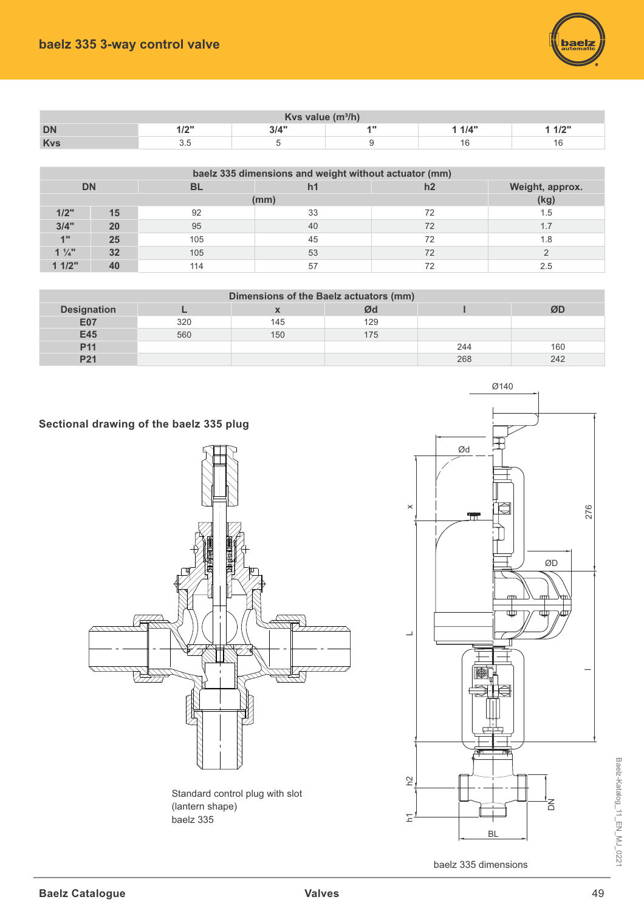# baelz 335 3-way control valve

| Kvs value (m³/h) | | | | | |
|---|---|---|---|---|---|
| **DN** | **1/2"** | **3/4"** | **1"** | **1 1/4"** | **1 1/2"** |
| **Kvs** | 3.5 | 5 | 9 | 16 | 16 |

| baelz 335 dimensions and weight without actuator (mm) | | | | | |
|---|---|---|---|---|---|
| **DN** | | **BL** | **h1** | **h2** | **Weight, approx.** |
| | | **(mm)** | | | **(kg)** |
| **1/2"** | **15** | 92 | 33 | 72 | 1.5 |
| **3/4"** | **20** | 95 | 40 | 72 | 1.7 |
| **1"** | **25** | 105 | 45 | 72 | 1.8 |
| **1 ¼"** | **32** | 105 | 53 | 72 | 2 |
| **1 1/2"** | **40** | 114 | 57 | 72 | 2.5 |

| Dimensions of the Baelz actuators (mm) | | | | | |
|---|---|---|---|---|---|
| **Designation** | **L** | **x** | **Ød** | **l** | **ØD** |
| **E07** | 320 | 145 | 129 | | |
| **E45** | 560 | 150 | 175 | | |
| **P11** | | | | 244 | 160 |
| **P21** | | | | 268 | 242 |

## Sectional drawing of the baelz 335 plug

Standard control plug with slot (lantern shape)
baelz 335

baelz 335 dimensions

Baelz-Katalog_11_EN_MJ_0221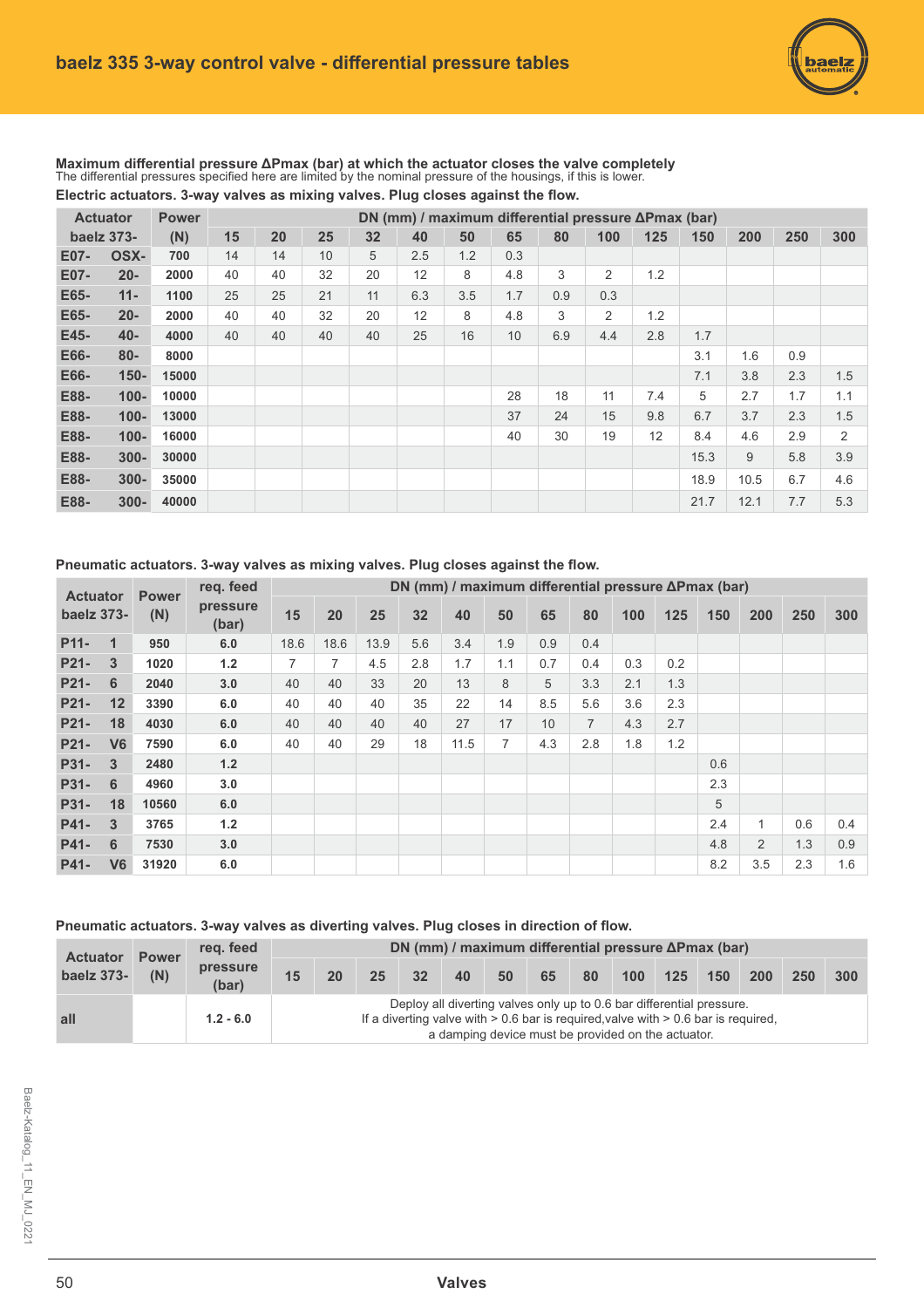# baelz 335 3-way control valve - differential pressure tables

**Maximum differential pressure ΔPmax (bar) at which the actuator closes the valve completely**
The differential pressures specified here are limited by the nominal pressure of the housings, if this is lower.

**Electric actuators. 3-way valves as mixing valves. Plug closes against the flow.**

| Actuator baelz 373- | | Power (N) | DN (mm) / maximum differential pressure ΔPmax (bar) | | | | | | | | | | | | | |
|---|---|---|---|---|---|---|---|---|---|---|---|---|---|---|---|---|
| | | | 15 | 20 | 25 | 32 | 40 | 50 | 65 | 80 | 100 | 125 | 150 | 200 | 250 | 300 |
| E07- | OSX- | 700 | 14 | 14 | 10 | 5 | 2.5 | 1.2 | 0.3 | | | | | | | |
| E07- | 20- | 2000 | 40 | 40 | 32 | 20 | 12 | 8 | 4.8 | 3 | 2 | 1.2 | | | | |
| E65- | 11- | 1100 | 25 | 25 | 21 | 11 | 6.3 | 3.5 | 1.7 | 0.9 | 0.3 | | | | | |
| E65- | 20- | 2000 | 40 | 40 | 32 | 20 | 12 | 8 | 4.8 | 3 | 2 | 1.2 | | | | |
| E45- | 40- | 4000 | 40 | 40 | 40 | 40 | 25 | 16 | 10 | 6.9 | 4.4 | 2.8 | 1.7 | | | |
| E66- | 80- | 8000 | | | | | | | | | | | 3.1 | 1.6 | 0.9 | |
| E66- | 150- | 15000 | | | | | | | | | | | 7.1 | 3.8 | 2.3 | 1.5 |
| E88- | 100- | 10000 | | | | | | | 28 | 18 | 11 | 7.4 | 5 | 2.7 | 1.7 | 1.1 |
| E88- | 100- | 13000 | | | | | | | 37 | 24 | 15 | 9.8 | 6.7 | 3.7 | 2.3 | 1.5 |
| E88- | 100- | 16000 | | | | | | | 40 | 30 | 19 | 12 | 8.4 | 4.6 | 2.9 | 2 |
| E88- | 300- | 30000 | | | | | | | | | | | 15.3 | 9 | 5.8 | 3.9 |
| E88- | 300- | 35000 | | | | | | | | | | | 18.9 | 10.5 | 6.7 | 4.6 |
| E88- | 300- | 40000 | | | | | | | | | | | 21.7 | 12.1 | 7.7 | 5.3 |

**Pneumatic actuators. 3-way valves as mixing valves. Plug closes against the flow.**

| Actuator baelz 373- | | Power (N) | req. feed pressure (bar) | DN (mm) / maximum differential pressure ΔPmax (bar) | | | | | | | | | | | | | |
|---|---|---|---|---|---|---|---|---|---|---|---|---|---|---|---|---|---|
| | | | | 15 | 20 | 25 | 32 | 40 | 50 | 65 | 80 | 100 | 125 | 150 | 200 | 250 | 300 |
| P11- | 1 | 950 | 6.0 | 18.6 | 18.6 | 13.9 | 5.6 | 3.4 | 1.9 | 0.9 | 0.4 | | | | | | |
| P21- | 3 | 1020 | 1.2 | 7 | 7 | 4.5 | 2.8 | 1.7 | 1.1 | 0.7 | 0.4 | 0.3 | 0.2 | | | | |
| P21- | 6 | 2040 | 3.0 | 40 | 40 | 33 | 20 | 13 | 8 | 5 | 3.3 | 2.1 | 1.3 | | | | |
| P21- | 12 | 3390 | 6.0 | 40 | 40 | 40 | 35 | 22 | 14 | 8.5 | 5.6 | 3.6 | 2.3 | | | | |
| P21- | 18 | 4030 | 6.0 | 40 | 40 | 40 | 40 | 27 | 17 | 10 | 7 | 4.3 | 2.7 | | | | |
| P21- | V6 | 7590 | 6.0 | 40 | 40 | 29 | 18 | 11.5 | 7 | 4.3 | 2.8 | 1.8 | 1.2 | | | | |
| P31- | 3 | 2480 | 1.2 | | | | | | | | | | | 0.6 | | | |
| P31- | 6 | 4960 | 3.0 | | | | | | | | | | | 2.3 | | | |
| P31- | 18 | 10560 | 6.0 | | | | | | | | | | | 5 | | | |
| P41- | 3 | 3765 | 1.2 | | | | | | | | | | | 2.4 | 1 | 0.6 | 0.4 |
| P41- | 6 | 7530 | 3.0 | | | | | | | | | | | 4.8 | 2 | 1.3 | 0.9 |
| P41- | V6 | 31920 | 6.0 | | | | | | | | | | | 8.2 | 3.5 | 2.3 | 1.6 |

**Pneumatic actuators. 3-way valves as diverting valves. Plug closes in direction of flow.**

| Actuator baelz 373- | Power (N) | req. feed pressure (bar) | DN (mm) / maximum differential pressure ΔPmax (bar) | | | | | | | | | | | | | |
|---|---|---|---|---|---|---|---|---|---|---|---|---|---|---|---|---|
| | | | 15 | 20 | 25 | 32 | 40 | 50 | 65 | 80 | 100 | 125 | 150 | 200 | 250 | 300 |
| all | | 1.2 - 6.0 | Deploy all diverting valves only up to 0.6 bar differential pressure. If a diverting valve with > 0.6 bar is required,valve with > 0.6 bar is required, a damping device must be provided on the actuator. | | | | | | | | | | | | | |

Baelz-Katalog_11_EN_MJ_0221